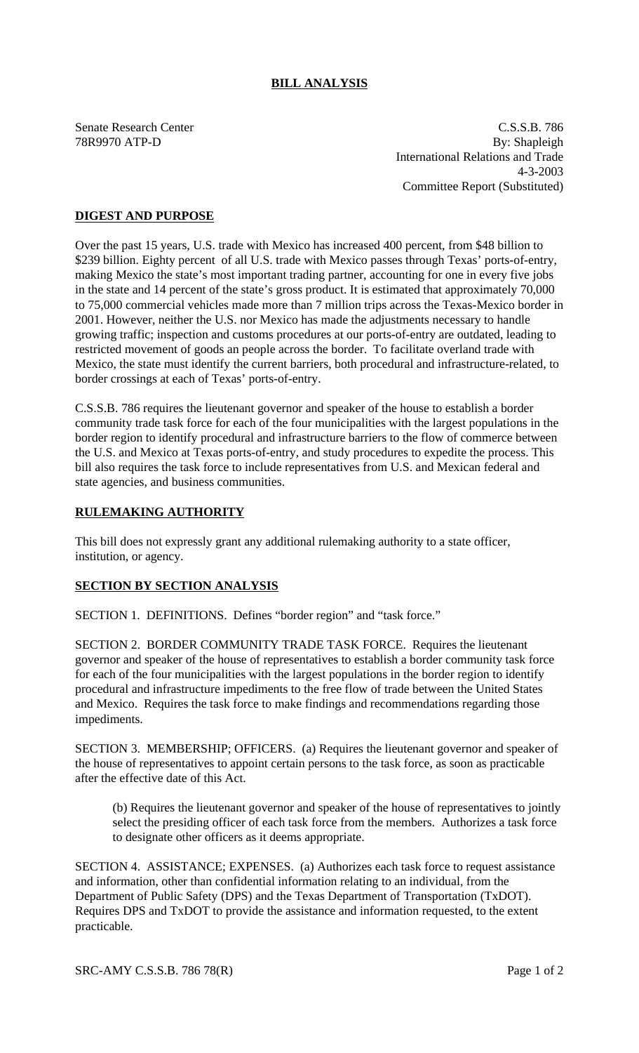## BILL ANALYSIS

Senate Research Center
78R9970 ATP-D

C.S.S.B. 786
By: Shapleigh
International Relations and Trade
4-3-2003
Committee Report (Substituted)

### DIGEST AND PURPOSE

Over the past 15 years, U.S. trade with Mexico has increased 400 percent, from $48 billion to $239 billion. Eighty percent of all U.S. trade with Mexico passes through Texas' ports-of-entry, making Mexico the state's most important trading partner, accounting for one in every five jobs in the state and 14 percent of the state's gross product. It is estimated that approximately 70,000 to 75,000 commercial vehicles made more than 7 million trips across the Texas-Mexico border in 2001. However, neither the U.S. nor Mexico has made the adjustments necessary to handle growing traffic; inspection and customs procedures at our ports-of-entry are outdated, leading to restricted movement of goods an people across the border. To facilitate overland trade with Mexico, the state must identify the current barriers, both procedural and infrastructure-related, to border crossings at each of Texas' ports-of-entry.

C.S.S.B. 786 requires the lieutenant governor and speaker of the house to establish a border community trade task force for each of the four municipalities with the largest populations in the border region to identify procedural and infrastructure barriers to the flow of commerce between the U.S. and Mexico at Texas ports-of-entry, and study procedures to expedite the process. This bill also requires the task force to include representatives from U.S. and Mexican federal and state agencies, and business communities.

### RULEMAKING AUTHORITY

This bill does not expressly grant any additional rulemaking authority to a state officer, institution, or agency.

### SECTION BY SECTION ANALYSIS

SECTION 1. DEFINITIONS. Defines "border region" and "task force."

SECTION 2. BORDER COMMUNITY TRADE TASK FORCE. Requires the lieutenant governor and speaker of the house of representatives to establish a border community task force for each of the four municipalities with the largest populations in the border region to identify procedural and infrastructure impediments to the free flow of trade between the United States and Mexico. Requires the task force to make findings and recommendations regarding those impediments.

SECTION 3. MEMBERSHIP; OFFICERS. (a) Requires the lieutenant governor and speaker of the house of representatives to appoint certain persons to the task force, as soon as practicable after the effective date of this Act.

(b) Requires the lieutenant governor and speaker of the house of representatives to jointly select the presiding officer of each task force from the members. Authorizes a task force to designate other officers as it deems appropriate.

SECTION 4. ASSISTANCE; EXPENSES. (a) Authorizes each task force to request assistance and information, other than confidential information relating to an individual, from the Department of Public Safety (DPS) and the Texas Department of Transportation (TxDOT). Requires DPS and TxDOT to provide the assistance and information requested, to the extent practicable.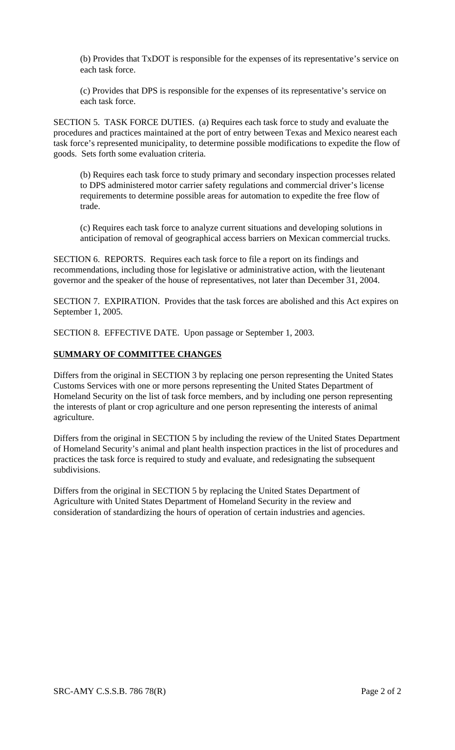(b) Provides that TxDOT is responsible for the expenses of its representative's service on each task force.

(c) Provides that DPS is responsible for the expenses of its representative's service on each task force.

SECTION 5. TASK FORCE DUTIES. (a) Requires each task force to study and evaluate the procedures and practices maintained at the port of entry between Texas and Mexico nearest each task force's represented municipality, to determine possible modifications to expedite the flow of goods. Sets forth some evaluation criteria.

(b) Requires each task force to study primary and secondary inspection processes related to DPS administered motor carrier safety regulations and commercial driver's license requirements to determine possible areas for automation to expedite the free flow of trade.

(c) Requires each task force to analyze current situations and developing solutions in anticipation of removal of geographical access barriers on Mexican commercial trucks.

SECTION 6. REPORTS. Requires each task force to file a report on its findings and recommendations, including those for legislative or administrative action, with the lieutenant governor and the speaker of the house of representatives, not later than December 31, 2004.

SECTION 7. EXPIRATION. Provides that the task forces are abolished and this Act expires on September 1, 2005.

SECTION 8. EFFECTIVE DATE. Upon passage or September 1, 2003.

## SUMMARY OF COMMITTEE CHANGES

Differs from the original in SECTION 3 by replacing one person representing the United States Customs Services with one or more persons representing the United States Department of Homeland Security on the list of task force members, and by including one person representing the interests of plant or crop agriculture and one person representing the interests of animal agriculture.

Differs from the original in SECTION 5 by including the review of the United States Department of Homeland Security's animal and plant health inspection practices in the list of procedures and practices the task force is required to study and evaluate, and redesignating the subsequent subdivisions.

Differs from the original in SECTION 5 by replacing the United States Department of Agriculture with United States Department of Homeland Security in the review and consideration of standardizing the hours of operation of certain industries and agencies.